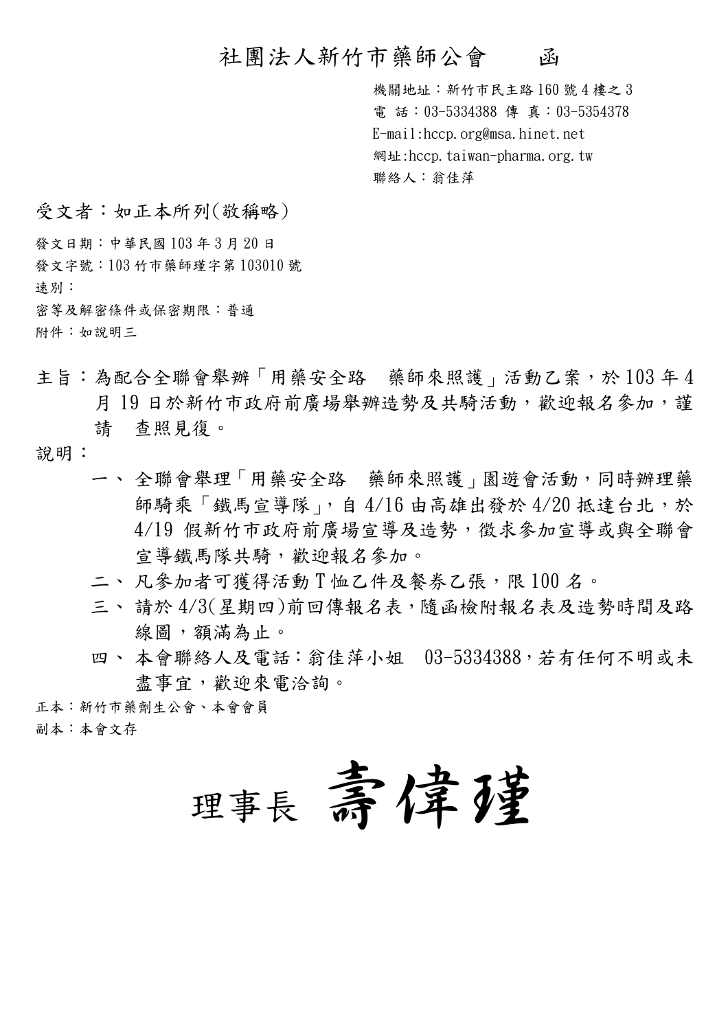# 社團法人新竹市藥師公會　　函

機關地址：新竹市民主路 160 號 4 樓之 3
電 話：03-5334388 傳 真：03-5354378
E-mail:hccp.org@msa.hinet.net
網址:hccp.taiwan-pharma.org.tw
聯絡人：翁佳萍

受文者：如正本所列(敬稱略)

發文日期：中華民國 103 年 3 月 20 日
發文字號：103 竹市藥師瑾字第 103010 號
速別：
密等及解密條件或保密期限：普通
附件：如說明三

主旨：為配合全聯會舉辦「用藥安全路　藥師來照護」活動乙案，於 103 年 4 月 19 日於新竹市政府前廣場舉辦造勢及共騎活動，歡迎報名參加，謹請　查照見復。

說明：

一、 全聯會舉理「用藥安全路　藥師來照護」園遊會活動，同時辦理藥師騎乘「鐵馬宣導隊」，自 4/16 由高雄出發於 4/20 抵達台北，於 4/19 假新竹市政府前廣場宣導及造勢，徵求參加宣導或與全聯會宣導鐵馬隊共騎，歡迎報名參加。

二、 凡參加者可獲得活動 T 恤乙件及餐券乙張，限 100 名。

三、 請於 4/3(星期四)前回傳報名表，隨函檢附報名表及造勢時間及路線圖，額滿為止。

四、 本會聯絡人及電話：翁佳萍小姐　03-5334388，若有任何不明或未盡事宜，歡迎來電洽詢。

正本：新竹市藥劑生公會、本會會員
副本：本會文存

理事長 壽偉瑾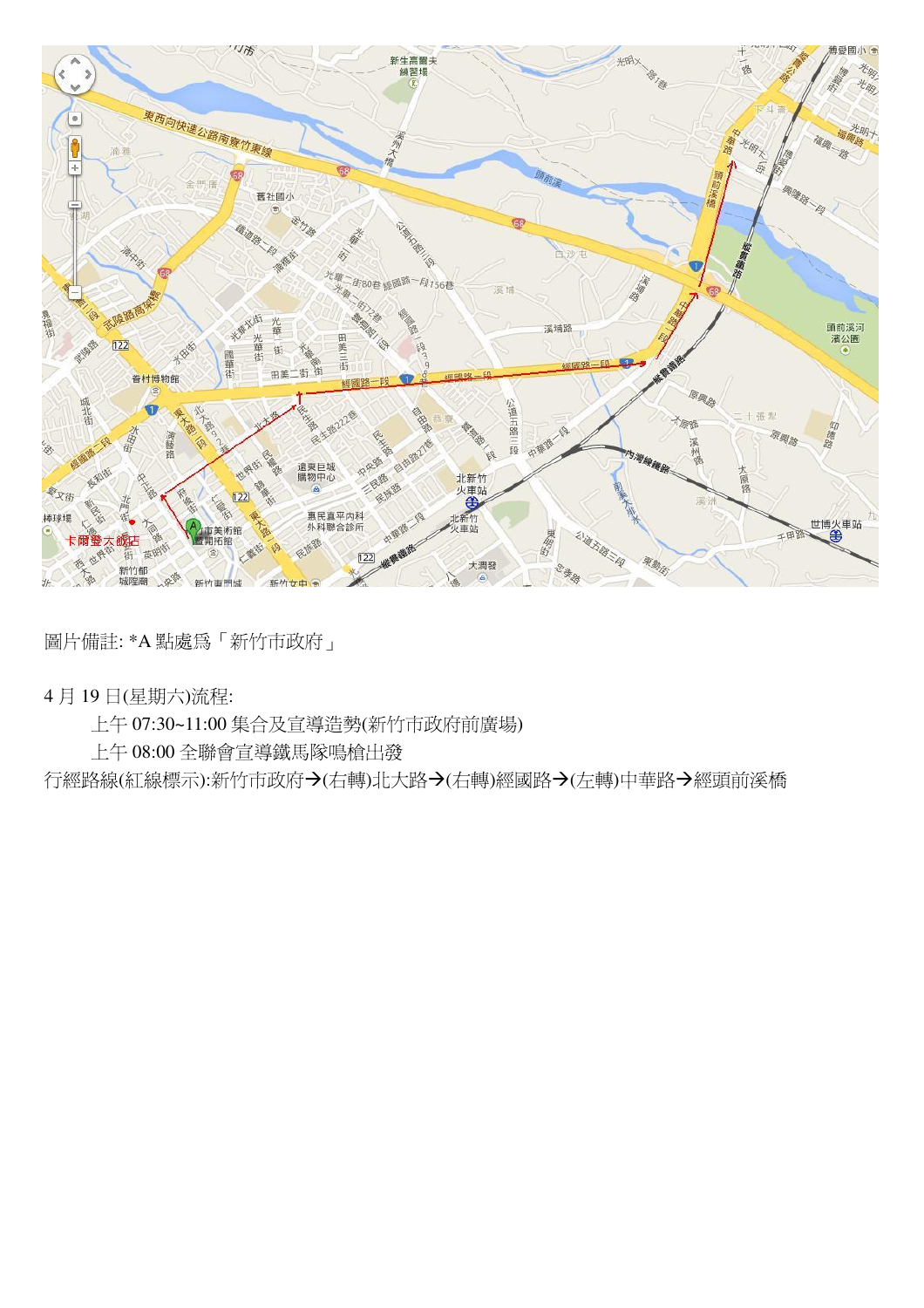圖片備註: *A 點處為「新竹市政府」

4 月 19 日(星期六)流程:

上午 07:30~11:00 集合及宣導造勢(新竹市政府前廣場)

上午 08:00 全聯會宣導鐵馬隊鳴槍出發

行經路線(紅線標示):新竹市政府→(右轉)北大路→(右轉)經國路→(左轉)中華路→經頭前溪橋